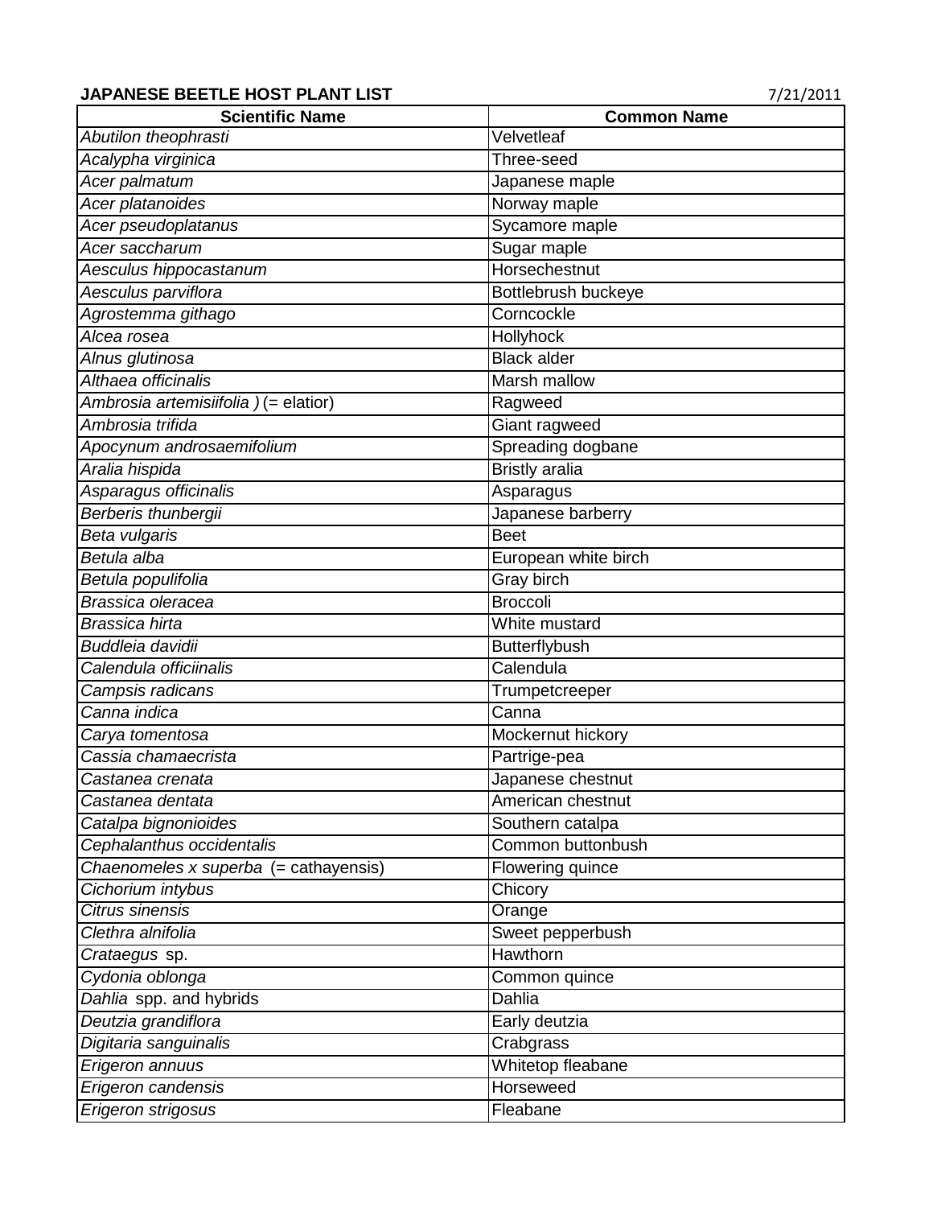**JAPANESE BEETLE HOST PLANT LIST** 7/21/2011

| Scientific Name | Common Name |
|---|---|
| *Abutilon theophrasti* | Velvetleaf |
| *Acalypha virginica* | Three-seed |
| *Acer palmatum* | Japanese maple |
| *Acer platanoides* | Norway maple |
| *Acer pseudoplatanus* | Sycamore maple |
| *Acer saccharum* | Sugar maple |
| *Aesculus hippocastanum* | Horsechestnut |
| *Aesculus parviflora* | Bottlebrush buckeye |
| *Agrostemma githago* | Corncockle |
| *Alcea rosea* | Hollyhock |
| *Alnus glutinosa* | Black alder |
| *Althaea officinalis* | Marsh mallow |
| *Ambrosia artemisiifolia )* (= elatior) | Ragweed |
| *Ambrosia trifida* | Giant ragweed |
| *Apocynum androsaemifolium* | Spreading dogbane |
| *Aralia hispida* | Bristly aralia |
| *Asparagus officinalis* | Asparagus |
| *Berberis thunbergii* | Japanese barberry |
| *Beta vulgaris* | Beet |
| *Betula alba* | European white birch |
| *Betula populifolia* | Gray birch |
| *Brassica oleracea* | Broccoli |
| *Brassica hirta* | White mustard |
| *Buddleia davidii* | Butterflybush |
| *Calendula officiinalis* | Calendula |
| *Campsis radicans* | Trumpetcreeper |
| *Canna indica* | Canna |
| *Carya tomentosa* | Mockernut hickory |
| *Cassia chamaecrista* | Partrige-pea |
| *Castanea crenata* | Japanese chestnut |
| *Castanea dentata* | American chestnut |
| *Catalpa bignonioides* | Southern catalpa |
| *Cephalanthus occidentalis* | Common buttonbush |
| *Chaenomeles x superba* (= cathayensis) | Flowering quince |
| *Cichorium intybus* | Chicory |
| *Citrus sinensis* | Orange |
| *Clethra alnifolia* | Sweet pepperbush |
| *Crataegus* sp. | Hawthorn |
| *Cydonia oblonga* | Common quince |
| *Dahlia* spp. and hybrids | Dahlia |
| *Deutzia grandiflora* | Early deutzia |
| *Digitaria sanguinalis* | Crabgrass |
| *Erigeron annuus* | Whitetop fleabane |
| *Erigeron candensis* | Horseweed |
| *Erigeron strigosus* | Fleabane |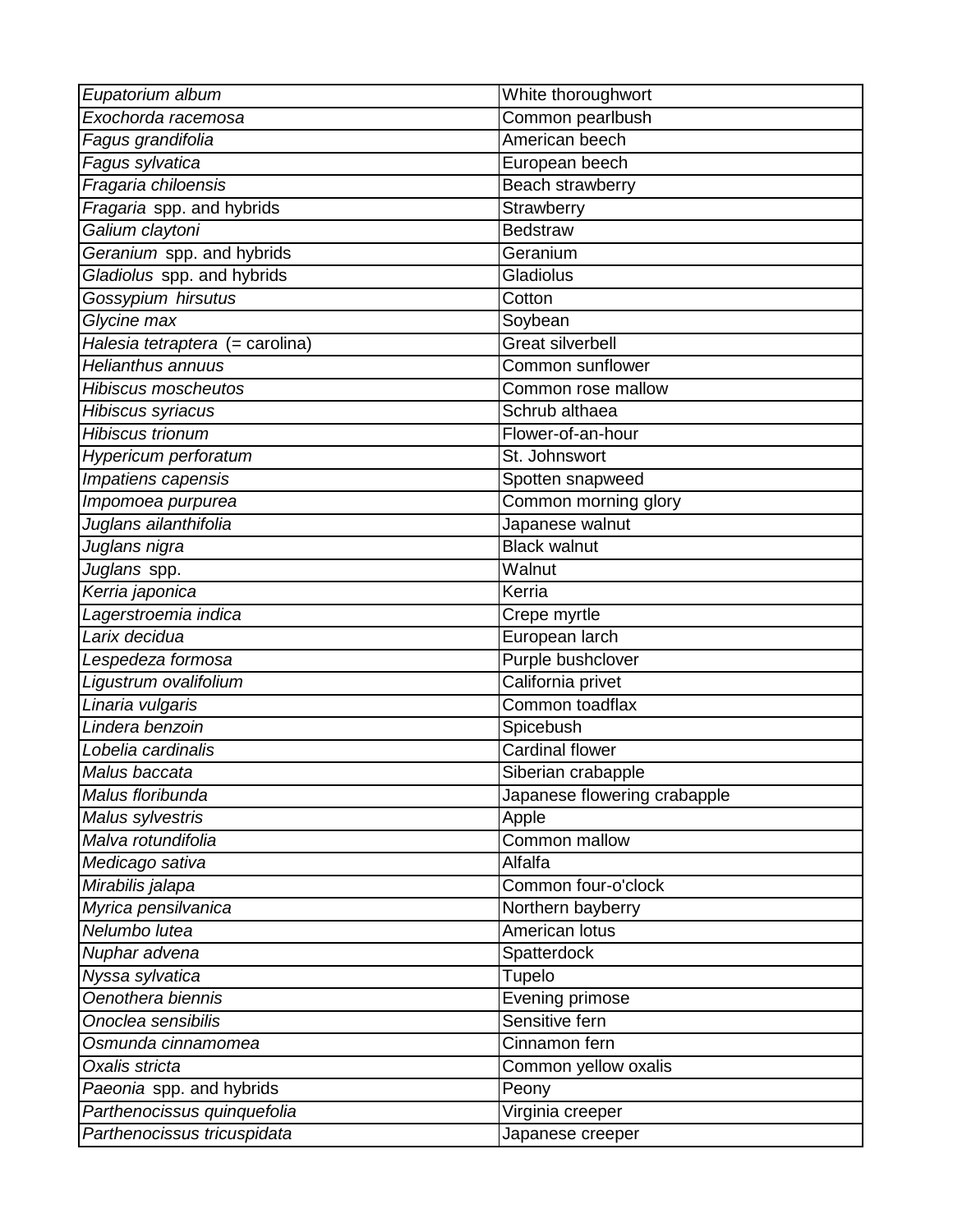| | |
|---|---|
| *Eupatorium album* | White thoroughwort |
| *Exochorda racemosa* | Common pearlbush |
| *Fagus grandifolia* | American beech |
| *Fagus sylvatica* | European beech |
| *Fragaria chiloensis* | Beach strawberry |
| *Fragaria* spp. and hybrids | Strawberry |
| *Galium claytoni* | Bedstraw |
| *Geranium* spp. and hybrids | Geranium |
| *Gladiolus* spp. and hybrids | Gladiolus |
| *Gossypium hirsutus* | Cotton |
| *Glycine max* | Soybean |
| *Halesia tetraptera* (= carolina) | Great silverbell |
| *Helianthus annuus* | Common sunflower |
| *Hibiscus moscheutos* | Common rose mallow |
| *Hibiscus syriacus* | Schrub althaea |
| *Hibiscus trionum* | Flower-of-an-hour |
| *Hypericum perforatum* | St. Johnswort |
| *Impatiens capensis* | Spotten snapweed |
| *Impomoea purpurea* | Common morning glory |
| *Juglans ailanthifolia* | Japanese walnut |
| *Juglans nigra* | Black walnut |
| *Juglans* spp. | Walnut |
| *Kerria japonica* | Kerria |
| *Lagerstroemia indica* | Crepe myrtle |
| *Larix decidua* | European larch |
| *Lespedeza formosa* | Purple bushclover |
| *Ligustrum ovalifolium* | California privet |
| *Linaria vulgaris* | Common toadflax |
| *Lindera benzoin* | Spicebush |
| *Lobelia cardinalis* | Cardinal flower |
| *Malus baccata* | Siberian crabapple |
| *Malus floribunda* | Japanese flowering crabapple |
| *Malus sylvestris* | Apple |
| *Malva rotundifolia* | Common mallow |
| *Medicago sativa* | Alfalfa |
| *Mirabilis jalapa* | Common four-o'clock |
| *Myrica pensilvanica* | Northern bayberry |
| *Nelumbo lutea* | American lotus |
| *Nuphar advena* | Spatterdock |
| *Nyssa sylvatica* | Tupelo |
| *Oenothera biennis* | Evening primose |
| *Onoclea sensibilis* | Sensitive fern |
| *Osmunda cinnamomea* | Cinnamon fern |
| *Oxalis stricta* | Common yellow oxalis |
| *Paeonia* spp. and hybrids | Peony |
| *Parthenocissus quinquefolia* | Virginia creeper |
| *Parthenocissus tricuspidata* | Japanese creeper |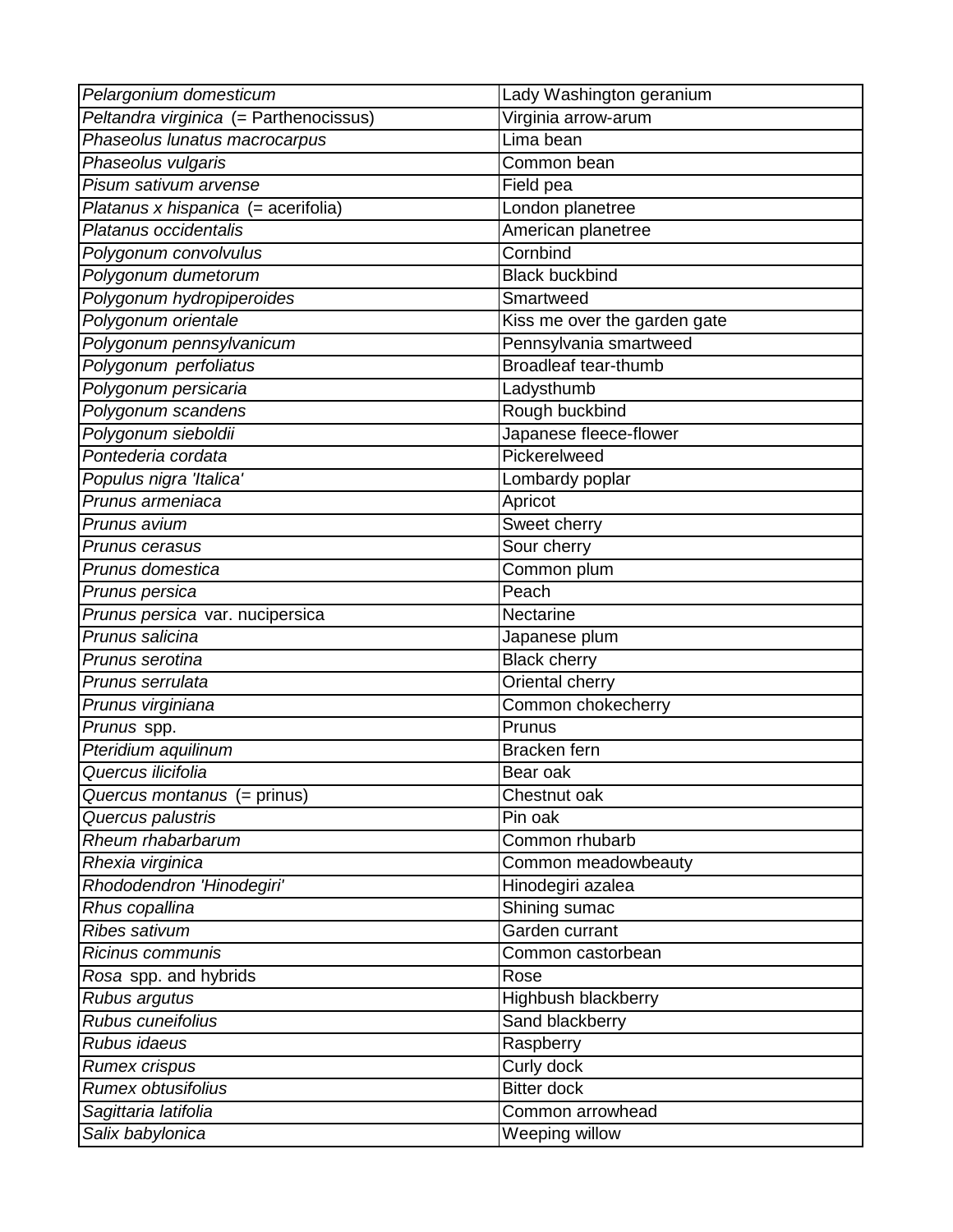| | |
|---|---|
| *Pelargonium domesticum* | Lady Washington geranium |
| *Peltandra virginica* (= Parthenocissus) | Virginia arrow-arum |
| *Phaseolus lunatus macrocarpus* | Lima bean |
| *Phaseolus vulgaris* | Common bean |
| *Pisum sativum arvense* | Field pea |
| *Platanus x hispanica* (= acerifolia) | London planetree |
| *Platanus occidentalis* | American planetree |
| *Polygonum convolvulus* | Cornbind |
| *Polygonum dumetorum* | Black buckbind |
| *Polygonum hydropiperoides* | Smartweed |
| *Polygonum orientale* | Kiss me over the garden gate |
| *Polygonum pennsylvanicum* | Pennsylvania smartweed |
| *Polygonum perfoliatus* | Broadleaf tear-thumb |
| *Polygonum persicaria* | Ladysthumb |
| *Polygonum scandens* | Rough buckbind |
| *Polygonum sieboldii* | Japanese fleece-flower |
| *Pontederia cordata* | Pickerelweed |
| *Populus nigra 'Italica'* | Lombardy poplar |
| *Prunus armeniaca* | Apricot |
| *Prunus avium* | Sweet cherry |
| *Prunus cerasus* | Sour cherry |
| *Prunus domestica* | Common plum |
| *Prunus persica* | Peach |
| *Prunus persica* var. nucipersica | Nectarine |
| *Prunus salicina* | Japanese plum |
| *Prunus serotina* | Black cherry |
| *Prunus serrulata* | Oriental cherry |
| *Prunus virginiana* | Common chokecherry |
| *Prunus* spp. | Prunus |
| *Pteridium aquilinum* | Bracken fern |
| *Quercus ilicifolia* | Bear oak |
| *Quercus montanus* (= prinus) | Chestnut oak |
| *Quercus palustris* | Pin oak |
| *Rheum rhabarbarum* | Common rhubarb |
| *Rhexia virginica* | Common meadowbeauty |
| *Rhododendron 'Hinodegiri'* | Hinodegiri azalea |
| *Rhus copallina* | Shining sumac |
| *Ribes sativum* | Garden currant |
| *Ricinus communis* | Common castorbean |
| *Rosa* spp. and hybrids | Rose |
| *Rubus argutus* | Highbush blackberry |
| *Rubus cuneifolius* | Sand blackberry |
| *Rubus idaeus* | Raspberry |
| *Rumex crispus* | Curly dock |
| *Rumex obtusifolius* | Bitter dock |
| *Sagittaria latifolia* | Common arrowhead |
| *Salix babylonica* | Weeping willow |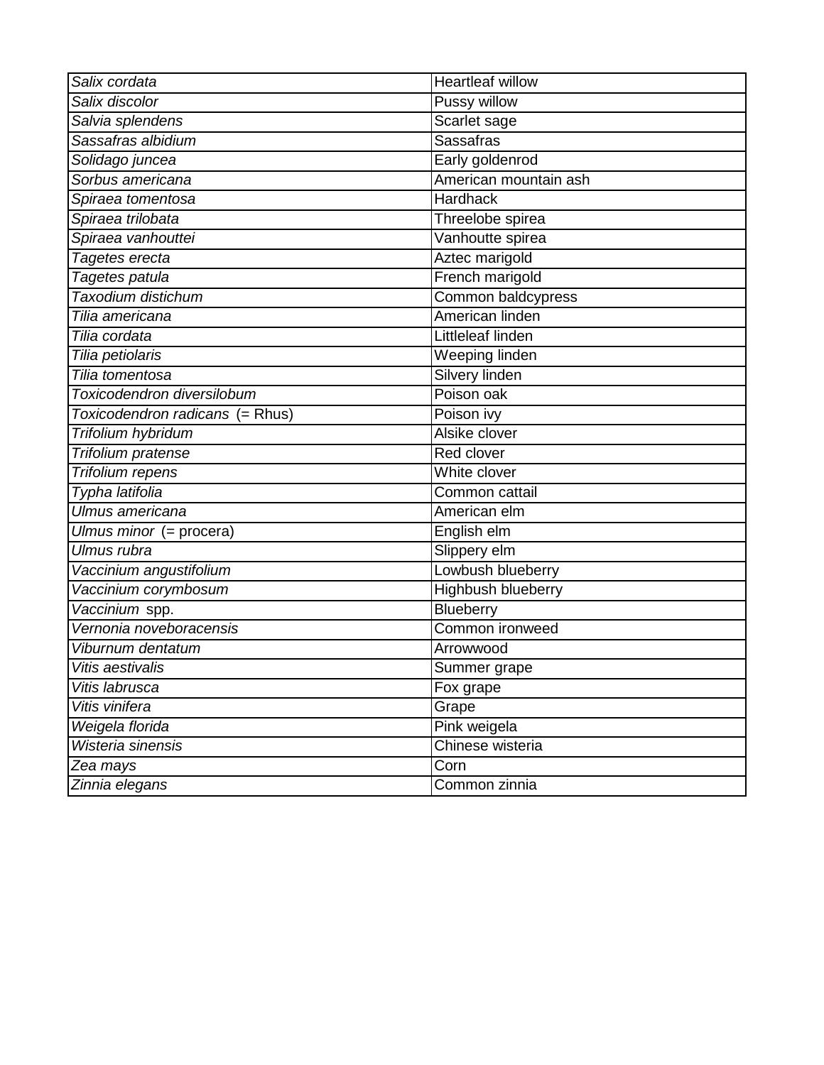| | |
|---|---|
| *Salix cordata* | Heartleaf willow |
| *Salix discolor* | Pussy willow |
| *Salvia splendens* | Scarlet sage |
| *Sassafras albidium* | Sassafras |
| *Solidago juncea* | Early goldenrod |
| *Sorbus americana* | American mountain ash |
| *Spiraea tomentosa* | Hardhack |
| *Spiraea trilobata* | Threelobe spirea |
| *Spiraea vanhouttei* | Vanhoutte spirea |
| *Tagetes erecta* | Aztec marigold |
| *Tagetes patula* | French marigold |
| *Taxodium distichum* | Common baldcypress |
| *Tilia americana* | American linden |
| *Tilia cordata* | Littleleaf linden |
| *Tilia petiolaris* | Weeping linden |
| *Tilia tomentosa* | Silvery linden |
| *Toxicodendron diversilobum* | Poison oak |
| *Toxicodendron radicans* (= Rhus) | Poison ivy |
| *Trifolium hybridum* | Alsike clover |
| *Trifolium pratense* | Red clover |
| *Trifolium repens* | White clover |
| *Typha latifolia* | Common cattail |
| *Ulmus americana* | American elm |
| *Ulmus minor* (= procera) | English elm |
| *Ulmus rubra* | Slippery elm |
| *Vaccinium angustifolium* | Lowbush blueberry |
| *Vaccinium corymbosum* | Highbush blueberry |
| *Vaccinium* spp. | Blueberry |
| *Vernonia noveboracensis* | Common ironweed |
| *Viburnum dentatum* | Arrowwood |
| *Vitis aestivalis* | Summer grape |
| *Vitis labrusca* | Fox grape |
| *Vitis vinifera* | Grape |
| *Weigela florida* | Pink weigela |
| *Wisteria sinensis* | Chinese wisteria |
| *Zea mays* | Corn |
| *Zinnia elegans* | Common zinnia |